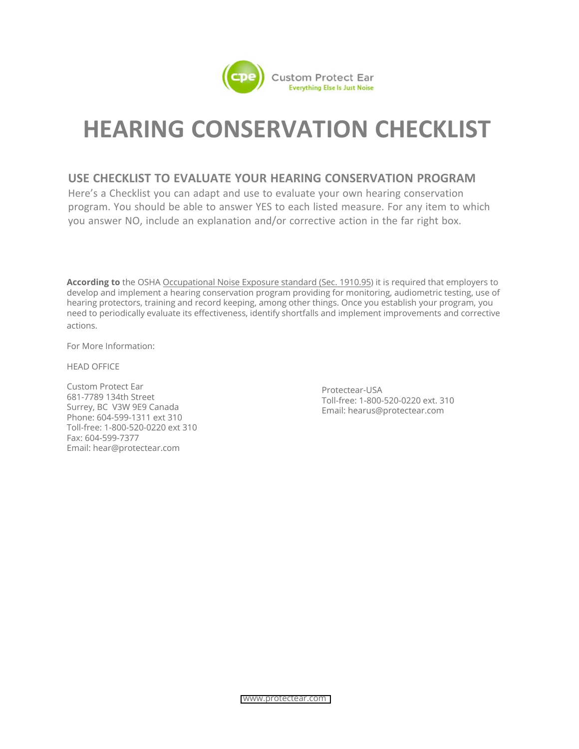Custom Protect Ear
Everything Else Is Just Noise

# HEARING CONSERVATION CHECKLIST

## USE CHECKLIST TO EVALUATE YOUR HEARING CONSERVATION PROGRAM

Here's a Checklist you can adapt and use to evaluate your own hearing conservation program. You should be able to answer YES to each listed measure. For any item to which you answer NO, include an explanation and/or corrective action in the far right box.

**According to** the OSHA Occupational Noise Exposure standard (Sec. 1910.95) it is required that employers to develop and implement a hearing conservation program providing for monitoring, audiometric testing, use of hearing protectors, training and record keeping, among other things. Once you establish your program, you need to periodically evaluate its effectiveness, identify shortfalls and implement improvements and corrective actions.

For More Information:

HEAD OFFICE

Custom Protect Ear
681-7789 134th Street
Surrey, BC V3W 9E9 Canada
Phone: 604-599-1311 ext 310
Toll-free: 1-800-520-0220 ext 310
Fax: 604-599-7377
Email: hear@protectear.com

Protectear-USA
Toll-free: 1-800-520-0220 ext. 310
Email: hearus@protectear.com

www.protectear.com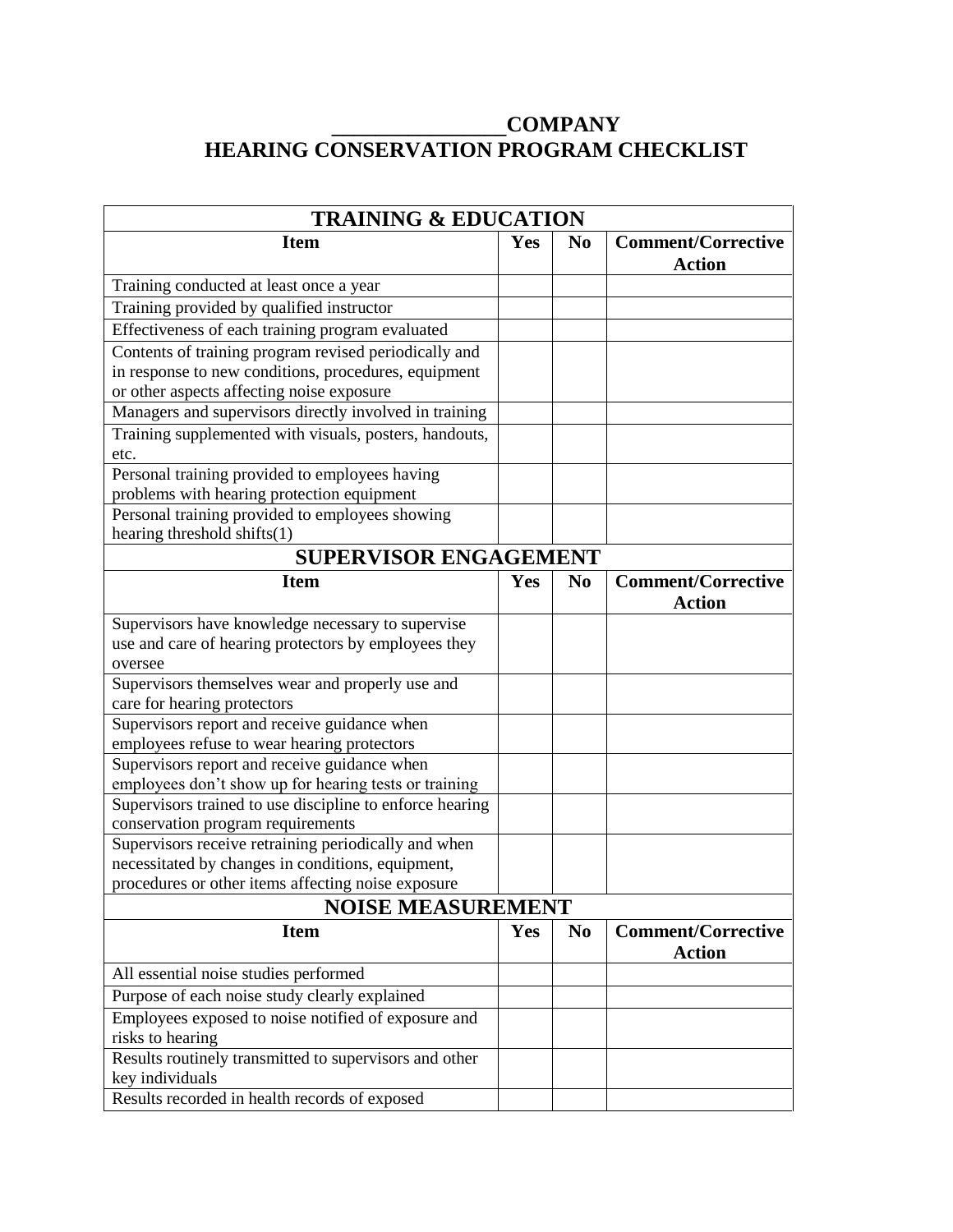# _______________COMPANY
# HEARING CONSERVATION PROGRAM CHECKLIST

| TRAINING & EDUCATION | | | |
|---|---|---|---|
| **Item** | **Yes** | **No** | **Comment/Corrective Action** |
| Training conducted at least once a year | | | |
| Training provided by qualified instructor | | | |
| Effectiveness of each training program evaluated | | | |
| Contents of training program revised periodically and in response to new conditions, procedures, equipment or other aspects affecting noise exposure | | | |
| Managers and supervisors directly involved in training | | | |
| Training supplemented with visuals, posters, handouts, etc. | | | |
| Personal training provided to employees having problems with hearing protection equipment | | | |
| Personal training provided to employees showing hearing threshold shifts(1) | | | |
| **SUPERVISOR ENGAGEMENT** | | | |
| **Item** | **Yes** | **No** | **Comment/Corrective Action** |
| Supervisors have knowledge necessary to supervise use and care of hearing protectors by employees they oversee | | | |
| Supervisors themselves wear and properly use and care for hearing protectors | | | |
| Supervisors report and receive guidance when employees refuse to wear hearing protectors | | | |
| Supervisors report and receive guidance when employees don't show up for hearing tests or training | | | |
| Supervisors trained to use discipline to enforce hearing conservation program requirements | | | |
| Supervisors receive retraining periodically and when necessitated by changes in conditions, equipment, procedures or other items affecting noise exposure | | | |
| **NOISE MEASUREMENT** | | | |
| **Item** | **Yes** | **No** | **Comment/Corrective Action** |
| All essential noise studies performed | | | |
| Purpose of each noise study clearly explained | | | |
| Employees exposed to noise notified of exposure and risks to hearing | | | |
| Results routinely transmitted to supervisors and other key individuals | | | |
| Results recorded in health records of exposed | | | |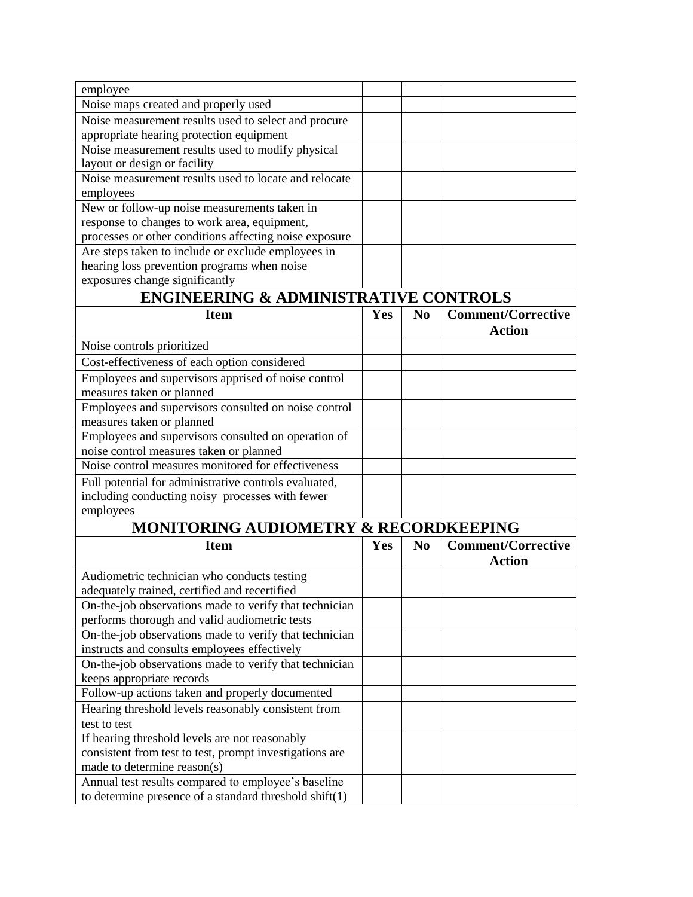| Item | Yes | No | Comment/Corrective Action |
|---|---|---|---|
| employee | | | |
| Noise maps created and properly used | | | |
| Noise measurement results used to select and procure appropriate hearing protection equipment | | | |
| Noise measurement results used to modify physical layout or design or facility | | | |
| Noise measurement results used to locate and relocate employees | | | |
| New or follow-up noise measurements taken in response to changes to work area, equipment, processes or other conditions affecting noise exposure | | | |
| Are steps taken to include or exclude employees in hearing loss prevention programs when noise exposures change significantly | | | |

## ENGINEERING & ADMINISTRATIVE CONTROLS

| Item | Yes | No | Comment/Corrective Action |
|---|---|---|---|
| Noise controls prioritized | | | |
| Cost-effectiveness of each option considered | | | |
| Employees and supervisors apprised of noise control measures taken or planned | | | |
| Employees and supervisors consulted on noise control measures taken or planned | | | |
| Employees and supervisors consulted on operation of noise control measures taken or planned | | | |
| Noise control measures monitored for effectiveness | | | |
| Full potential for administrative controls evaluated, including conducting noisy processes with fewer employees | | | |

## MONITORING AUDIOMETRY & RECORDKEEPING

| Item | Yes | No | Comment/Corrective Action |
|---|---|---|---|
| Audiometric technician who conducts testing adequately trained, certified and recertified | | | |
| On-the-job observations made to verify that technician performs thorough and valid audiometric tests | | | |
| On-the-job observations made to verify that technician instructs and consults employees effectively | | | |
| On-the-job observations made to verify that technician keeps appropriate records | | | |
| Follow-up actions taken and properly documented | | | |
| Hearing threshold levels reasonably consistent from test to test | | | |
| If hearing threshold levels are not reasonably consistent from test to test, prompt investigations are made to determine reason(s) | | | |
| Annual test results compared to employee's baseline to determine presence of a standard threshold shift(1) | | | |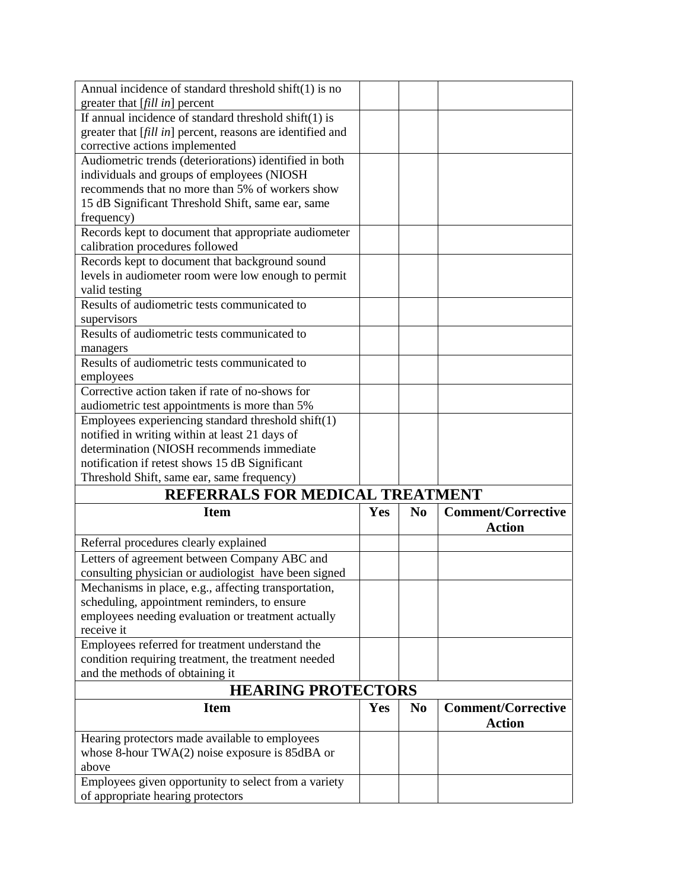| | | | |
|---|---|---|---|
| Annual incidence of standard threshold shift(1) is no greater that [*fill in*] percent | | | |
| If annual incidence of standard threshold shift(1) is greater that [*fill in*] percent, reasons are identified and corrective actions implemented | | | |
| Audiometric trends (deteriorations) identified in both individuals and groups of employees (NIOSH recommends that no more than 5% of workers show 15 dB Significant Threshold Shift, same ear, same frequency) | | | |
| Records kept to document that appropriate audiometer calibration procedures followed | | | |
| Records kept to document that background sound levels in audiometer room were low enough to permit valid testing | | | |
| Results of audiometric tests communicated to supervisors | | | |
| Results of audiometric tests communicated to managers | | | |
| Results of audiometric tests communicated to employees | | | |
| Corrective action taken if rate of no-shows for audiometric test appointments is more than 5% | | | |
| Employees experiencing standard threshold shift(1) notified in writing within at least 21 days of determination (NIOSH recommends immediate notification if retest shows 15 dB Significant Threshold Shift, same ear, same frequency) | | | |

## REFERRALS FOR MEDICAL TREATMENT

| Item | Yes | No | Comment/Corrective Action |
|---|---|---|---|
| Referral procedures clearly explained | | | |
| Letters of agreement between Company ABC and consulting physician or audiologist have been signed | | | |
| Mechanisms in place, e.g., affecting transportation, scheduling, appointment reminders, to ensure employees needing evaluation or treatment actually receive it | | | |
| Employees referred for treatment understand the condition requiring treatment, the treatment needed and the methods of obtaining it | | | |

## HEARING PROTECTORS

| Item | Yes | No | Comment/Corrective Action |
|---|---|---|---|
| Hearing protectors made available to employees whose 8-hour TWA(2) noise exposure is 85dBA or above | | | |
| Employees given opportunity to select from a variety of appropriate hearing protectors | | | |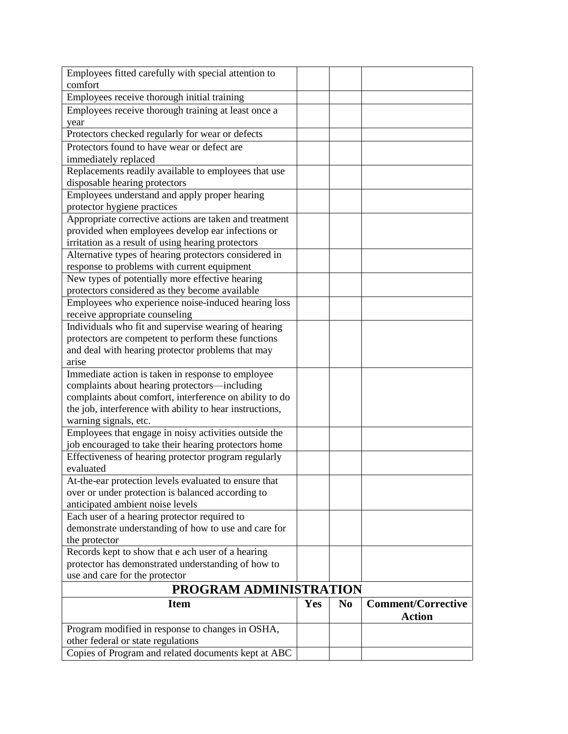| Item | Yes | No | Comment/Corrective Action |
|---|---|---|---|
| Employees fitted carefully with special attention to comfort | | | |
| Employees receive thorough initial training | | | |
| Employees receive thorough training at least once a year | | | |
| Protectors checked regularly for wear or defects | | | |
| Protectors found to have wear or defect are immediately replaced | | | |
| Replacements readily available to employees that use disposable hearing protectors | | | |
| Employees understand and apply proper hearing protector hygiene practices | | | |
| Appropriate corrective actions are taken and treatment provided when employees develop ear infections or irritation as a result of using hearing protectors | | | |
| Alternative types of hearing protectors considered in response to problems with current equipment | | | |
| New types of potentially more effective hearing protectors considered as they become available | | | |
| Employees who experience noise-induced hearing loss receive appropriate counseling | | | |
| Individuals who fit and supervise wearing of hearing protectors are competent to perform these functions and deal with hearing protector problems that may arise | | | |
| Immediate action is taken in response to employee complaints about hearing protectors—including complaints about comfort, interference on ability to do the job, interference with ability to hear instructions, warning signals, etc. | | | |
| Employees that engage in noisy activities outside the job encouraged to take their hearing protectors home | | | |
| Effectiveness of hearing protector program regularly evaluated | | | |
| At-the-ear protection levels evaluated to ensure that over or under protection is balanced according to anticipated ambient noise levels | | | |
| Each user of a hearing protector required to demonstrate understanding of how to use and care for the protector | | | |
| Records kept to show that e ach user of a hearing protector has demonstrated understanding of how to use and care for the protector | | | |

## PROGRAM ADMINISTRATION

| Item | Yes | No | Comment/Corrective Action |
|---|---|---|---|
| Program modified in response to changes in OSHA, other federal or state regulations | | | |
| Copies of Program and related documents kept at ABC | | | |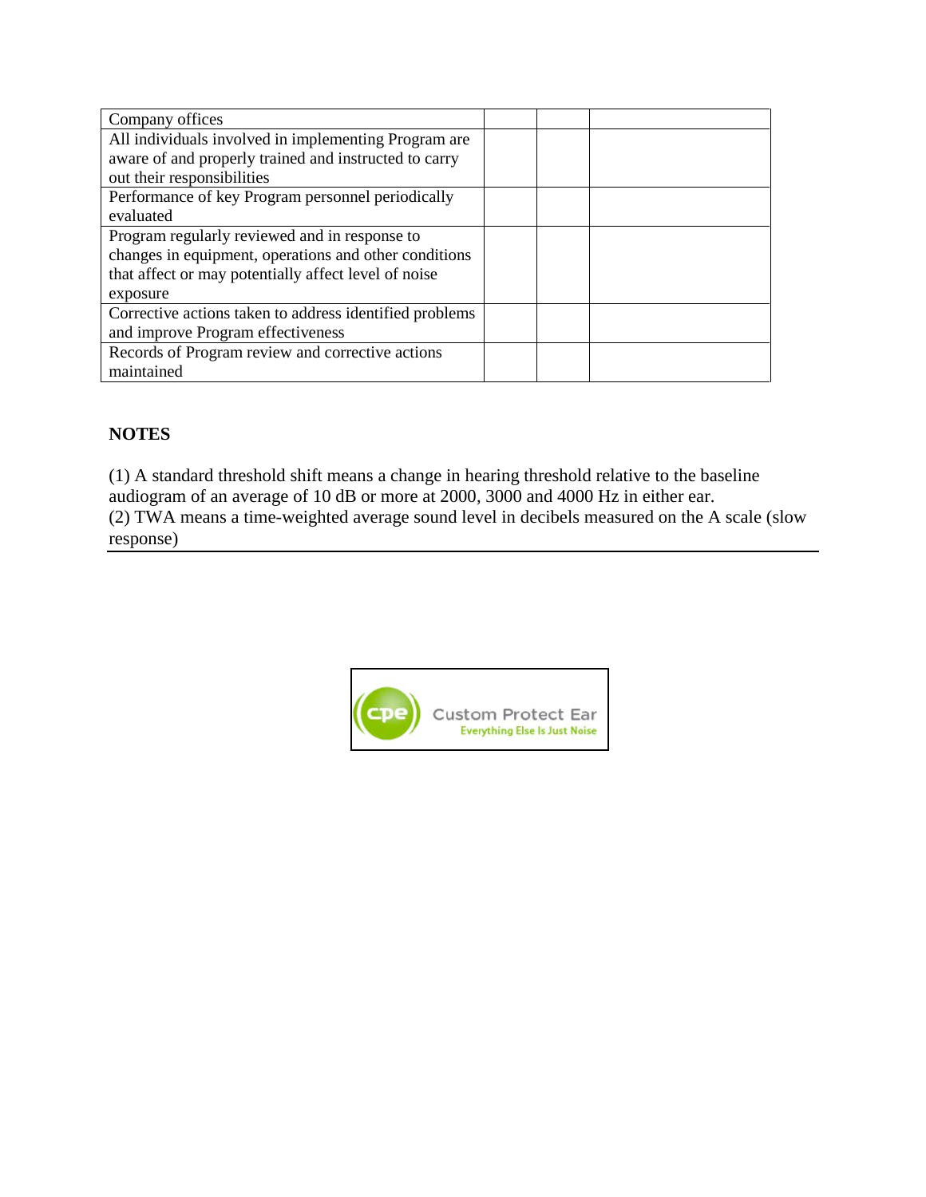| | | | |
|---|---|---|---|
| Company offices | | | |
| All individuals involved in implementing Program are aware of and properly trained and instructed to carry out their responsibilities | | | |
| Performance of key Program personnel periodically evaluated | | | |
| Program regularly reviewed and in response to changes in equipment, operations and other conditions that affect or may potentially affect level of noise exposure | | | |
| Corrective actions taken to address identified problems and improve Program effectiveness | | | |
| Records of Program review and corrective actions maintained | | | |

**NOTES**

(1) A standard threshold shift means a change in hearing threshold relative to the baseline audiogram of an average of 10 dB or more at 2000, 3000 and 4000 Hz in either ear.
(2) TWA means a time-weighted average sound level in decibels measured on the A scale (slow response)

cpe Custom Protect Ear
Everything Else Is Just Noise